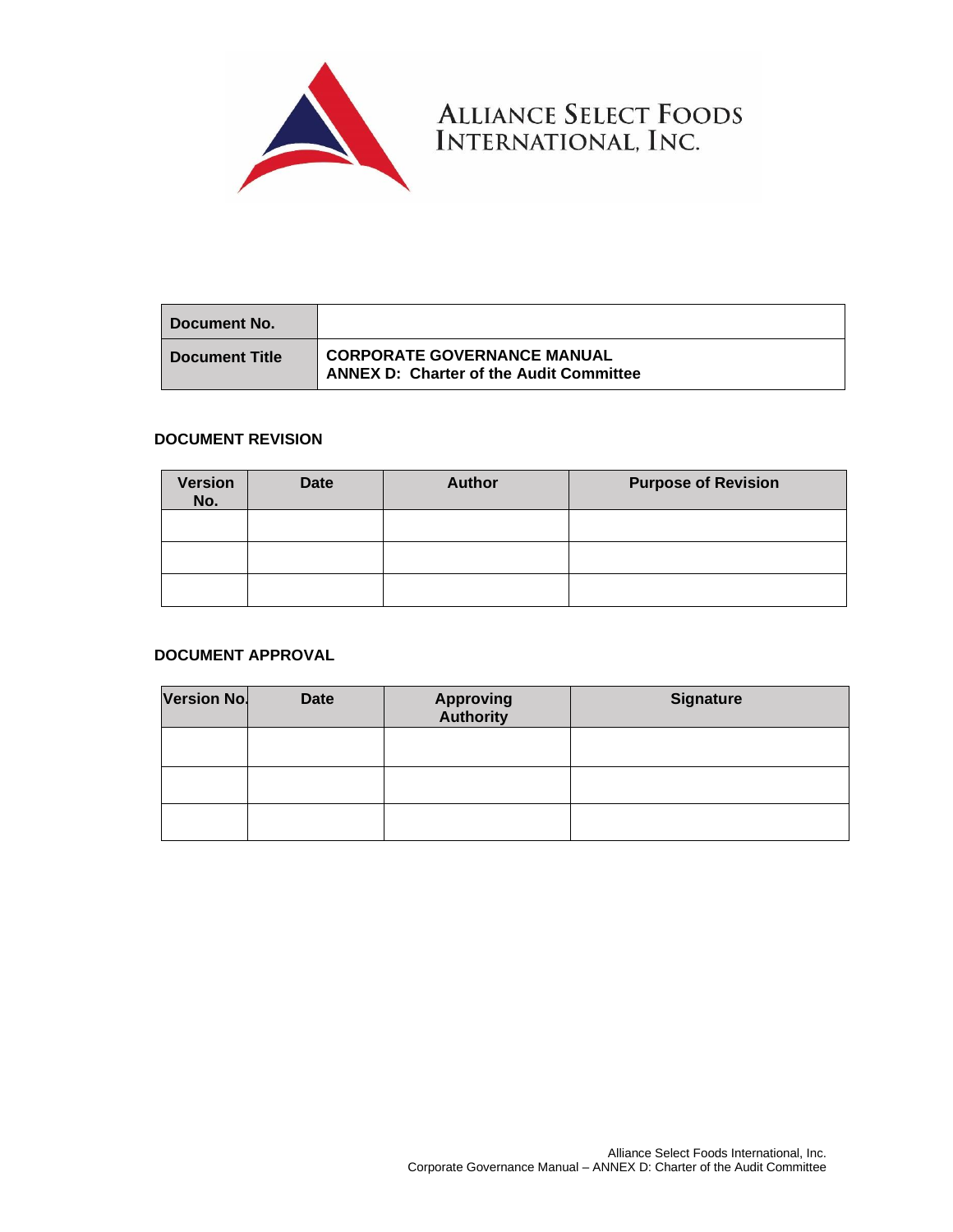**ALLIANCE SELECT FOODS INTERNATIONAL, INC.**

| Document No. | |
|---|---|
| Document Title | **CORPORATE GOVERNANCE MANUAL**<br>**ANNEX D: Charter of the Audit Committee** |

**DOCUMENT REVISION**

| Version No. | Date | Author | Purpose of Revision |
|---|---|---|---|
| | | | |
| | | | |
| | | | |

**DOCUMENT APPROVAL**

| Version No. | Date | Approving Authority | Signature |
|---|---|---|---|
| | | | |
| | | | |
| | | | |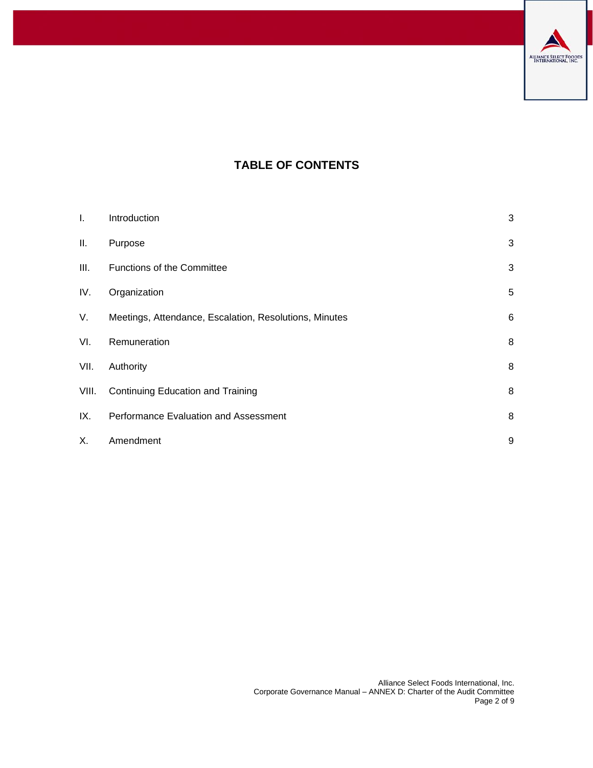# TABLE OF CONTENTS

| | | |
|---|---|---|
| I. | Introduction | 3 |
| II. | Purpose | 3 |
| III. | Functions of the Committee | 3 |
| IV. | Organization | 5 |
| V. | Meetings, Attendance, Escalation, Resolutions, Minutes | 6 |
| VI. | Remuneration | 8 |
| VII. | Authority | 8 |
| VIII. | Continuing Education and Training | 8 |
| IX. | Performance Evaluation and Assessment | 8 |
| X. | Amendment | 9 |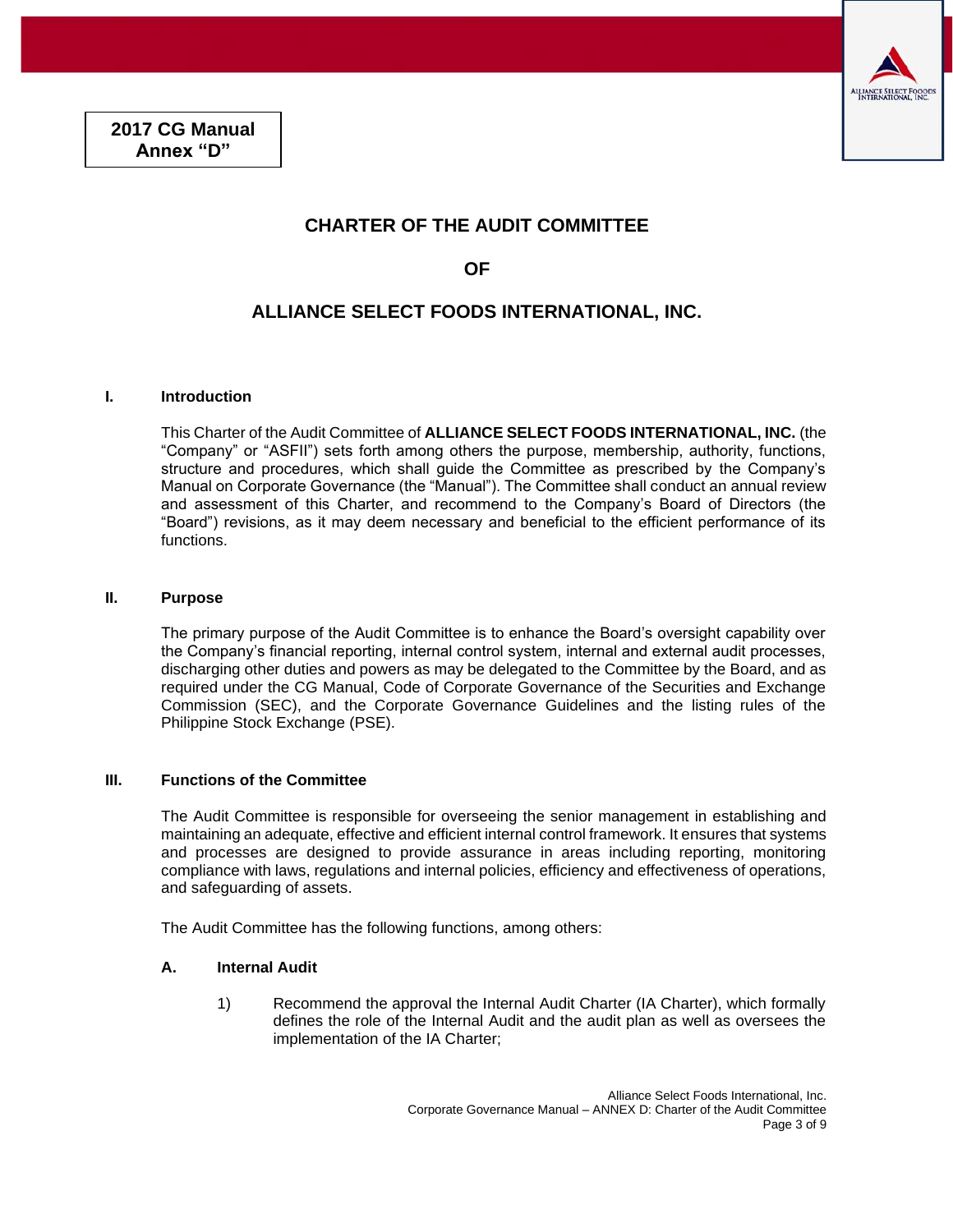**2017 CG Manual Annex "D"**

# CHARTER OF THE AUDIT COMMITTEE

# OF

# ALLIANCE SELECT FOODS INTERNATIONAL, INC.

## I. Introduction

This Charter of the Audit Committee of **ALLIANCE SELECT FOODS INTERNATIONAL, INC.** (the "Company" or "ASFII") sets forth among others the purpose, membership, authority, functions, structure and procedures, which shall guide the Committee as prescribed by the Company's Manual on Corporate Governance (the "Manual"). The Committee shall conduct an annual review and assessment of this Charter, and recommend to the Company's Board of Directors (the "Board") revisions, as it may deem necessary and beneficial to the efficient performance of its functions.

## II. Purpose

The primary purpose of the Audit Committee is to enhance the Board's oversight capability over the Company's financial reporting, internal control system, internal and external audit processes, discharging other duties and powers as may be delegated to the Committee by the Board, and as required under the CG Manual, Code of Corporate Governance of the Securities and Exchange Commission (SEC), and the Corporate Governance Guidelines and the listing rules of the Philippine Stock Exchange (PSE).

## III. Functions of the Committee

The Audit Committee is responsible for overseeing the senior management in establishing and maintaining an adequate, effective and efficient internal control framework. It ensures that systems and processes are designed to provide assurance in areas including reporting, monitoring compliance with laws, regulations and internal policies, efficiency and effectiveness of operations, and safeguarding of assets.

The Audit Committee has the following functions, among others:

### A. Internal Audit

1) Recommend the approval the Internal Audit Charter (IA Charter), which formally defines the role of the Internal Audit and the audit plan as well as oversees the implementation of the IA Charter;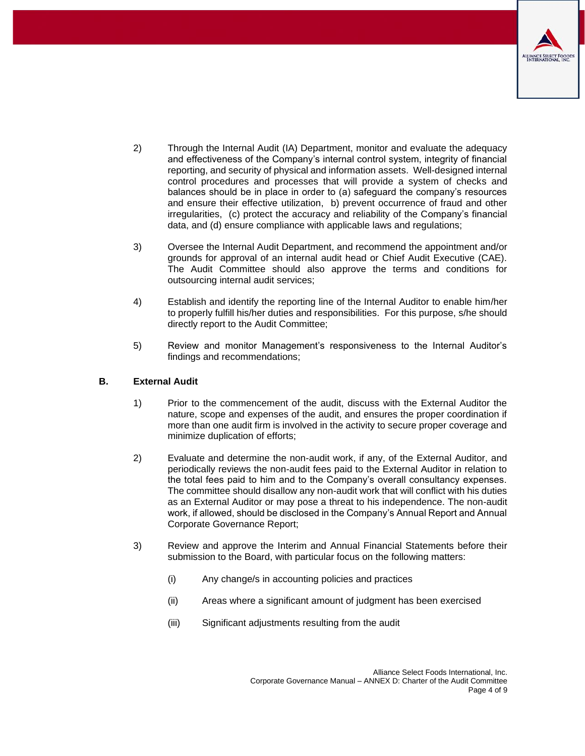2) Through the Internal Audit (IA) Department, monitor and evaluate the adequacy and effectiveness of the Company's internal control system, integrity of financial reporting, and security of physical and information assets. Well-designed internal control procedures and processes that will provide a system of checks and balances should be in place in order to (a) safeguard the company's resources and ensure their effective utilization, b) prevent occurrence of fraud and other irregularities, (c) protect the accuracy and reliability of the Company's financial data, and (d) ensure compliance with applicable laws and regulations;

3) Oversee the Internal Audit Department, and recommend the appointment and/or grounds for approval of an internal audit head or Chief Audit Executive (CAE). The Audit Committee should also approve the terms and conditions for outsourcing internal audit services;

4) Establish and identify the reporting line of the Internal Auditor to enable him/her to properly fulfill his/her duties and responsibilities. For this purpose, s/he should directly report to the Audit Committee;

5) Review and monitor Management's responsiveness to the Internal Auditor's findings and recommendations;

**B. External Audit**

1) Prior to the commencement of the audit, discuss with the External Auditor the nature, scope and expenses of the audit, and ensures the proper coordination if more than one audit firm is involved in the activity to secure proper coverage and minimize duplication of efforts;

2) Evaluate and determine the non-audit work, if any, of the External Auditor, and periodically reviews the non-audit fees paid to the External Auditor in relation to the total fees paid to him and to the Company's overall consultancy expenses. The committee should disallow any non-audit work that will conflict with his duties as an External Auditor or may pose a threat to his independence. The non-audit work, if allowed, should be disclosed in the Company's Annual Report and Annual Corporate Governance Report;

3) Review and approve the Interim and Annual Financial Statements before their submission to the Board, with particular focus on the following matters:

   (i) Any change/s in accounting policies and practices

   (ii) Areas where a significant amount of judgment has been exercised

   (iii) Significant adjustments resulting from the audit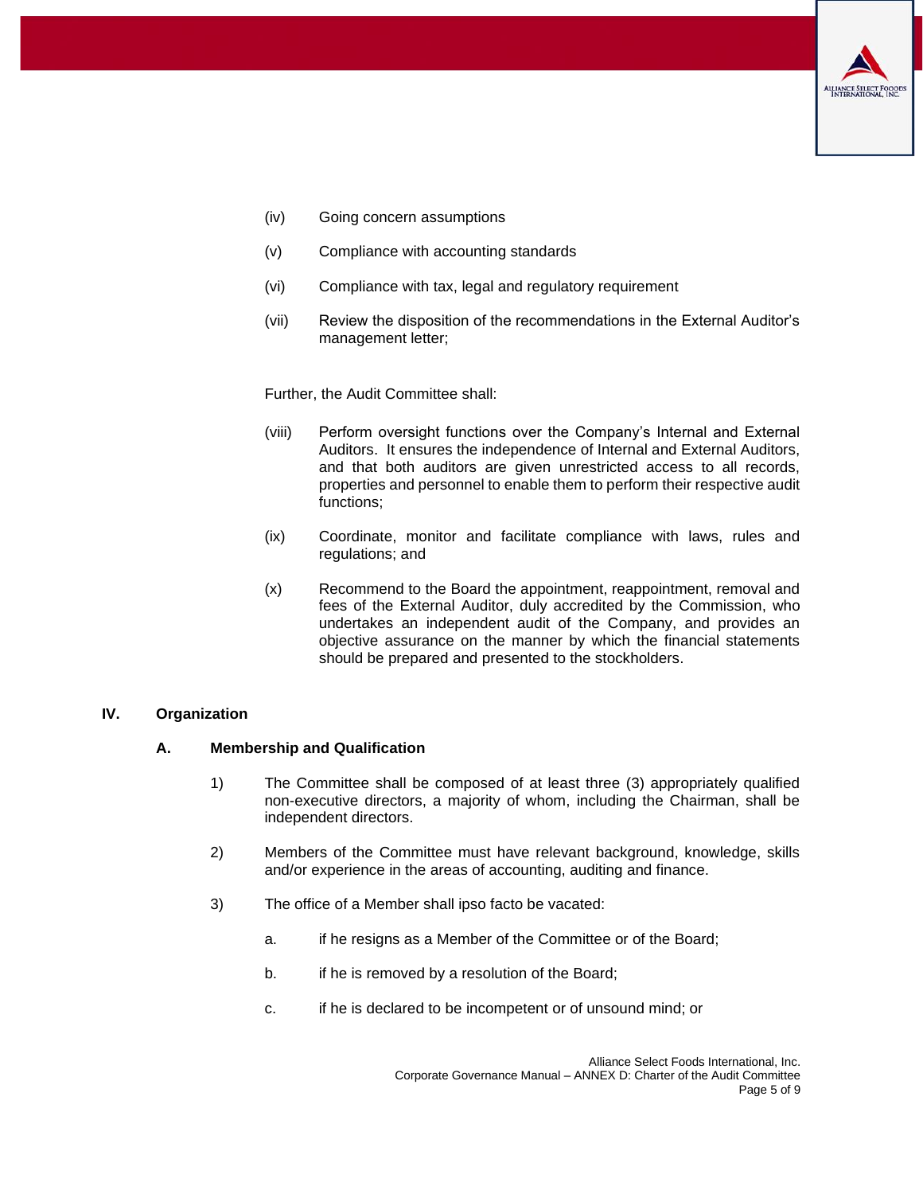(iv) Going concern assumptions

(v) Compliance with accounting standards

(vi) Compliance with tax, legal and regulatory requirement

(vii) Review the disposition of the recommendations in the External Auditor's management letter;

Further, the Audit Committee shall:

(viii) Perform oversight functions over the Company's Internal and External Auditors. It ensures the independence of Internal and External Auditors, and that both auditors are given unrestricted access to all records, properties and personnel to enable them to perform their respective audit functions;

(ix) Coordinate, monitor and facilitate compliance with laws, rules and regulations; and

(x) Recommend to the Board the appointment, reappointment, removal and fees of the External Auditor, duly accredited by the Commission, who undertakes an independent audit of the Company, and provides an objective assurance on the manner by which the financial statements should be prepared and presented to the stockholders.

## IV. Organization

### A. Membership and Qualification

1) The Committee shall be composed of at least three (3) appropriately qualified non-executive directors, a majority of whom, including the Chairman, shall be independent directors.

2) Members of the Committee must have relevant background, knowledge, skills and/or experience in the areas of accounting, auditing and finance.

3) The office of a Member shall ipso facto be vacated:

   a. if he resigns as a Member of the Committee or of the Board;

   b. if he is removed by a resolution of the Board;

   c. if he is declared to be incompetent or of unsound mind; or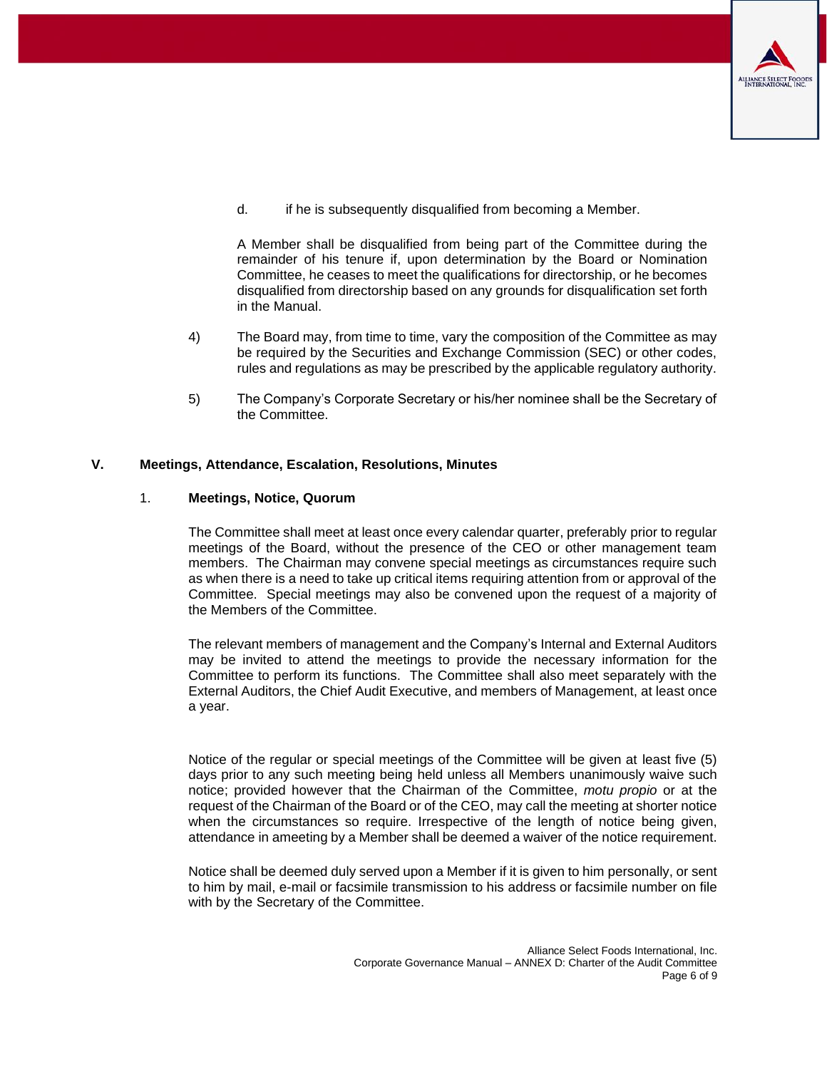d. if he is subsequently disqualified from becoming a Member.

A Member shall be disqualified from being part of the Committee during the remainder of his tenure if, upon determination by the Board or Nomination Committee, he ceases to meet the qualifications for directorship, or he becomes disqualified from directorship based on any grounds for disqualification set forth in the Manual.

4) The Board may, from time to time, vary the composition of the Committee as may be required by the Securities and Exchange Commission (SEC) or other codes, rules and regulations as may be prescribed by the applicable regulatory authority.

5) The Company's Corporate Secretary or his/her nominee shall be the Secretary of the Committee.

## V. Meetings, Attendance, Escalation, Resolutions, Minutes

### 1. Meetings, Notice, Quorum

The Committee shall meet at least once every calendar quarter, preferably prior to regular meetings of the Board, without the presence of the CEO or other management team members. The Chairman may convene special meetings as circumstances require such as when there is a need to take up critical items requiring attention from or approval of the Committee. Special meetings may also be convened upon the request of a majority of the Members of the Committee.

The relevant members of management and the Company's Internal and External Auditors may be invited to attend the meetings to provide the necessary information for the Committee to perform its functions. The Committee shall also meet separately with the External Auditors, the Chief Audit Executive, and members of Management, at least once a year.

Notice of the regular or special meetings of the Committee will be given at least five (5) days prior to any such meeting being held unless all Members unanimously waive such notice; provided however that the Chairman of the Committee, *motu propio* or at the request of the Chairman of the Board or of the CEO, may call the meeting at shorter notice when the circumstances so require. Irrespective of the length of notice being given, attendance in ameeting by a Member shall be deemed a waiver of the notice requirement.

Notice shall be deemed duly served upon a Member if it is given to him personally, or sent to him by mail, e-mail or facsimile transmission to his address or facsimile number on file with by the Secretary of the Committee.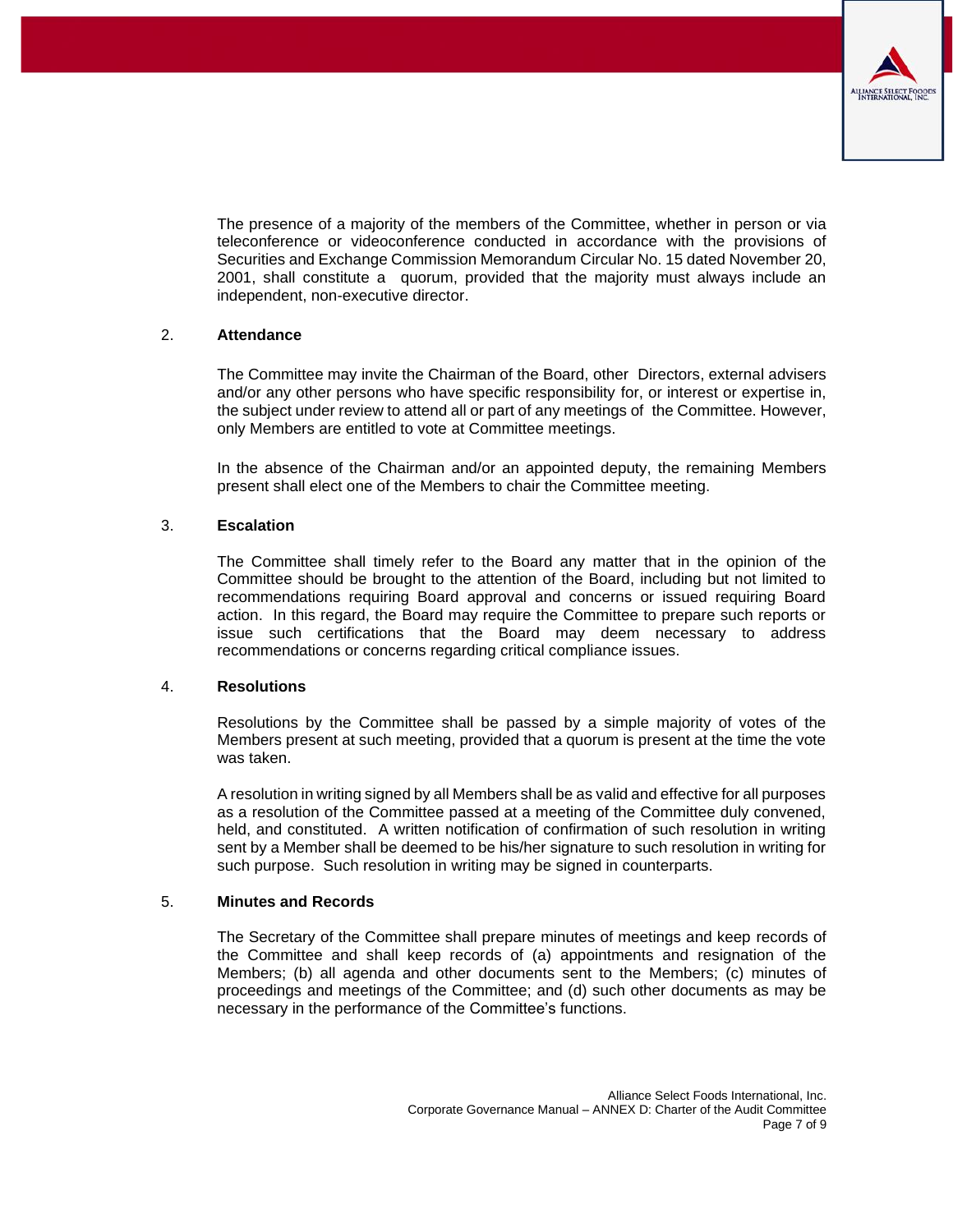The presence of a majority of the members of the Committee, whether in person or via teleconference or videoconference conducted in accordance with the provisions of Securities and Exchange Commission Memorandum Circular No. 15 dated November 20, 2001, shall constitute a quorum, provided that the majority must always include an independent, non-executive director.

2. **Attendance**

The Committee may invite the Chairman of the Board, other Directors, external advisers and/or any other persons who have specific responsibility for, or interest or expertise in, the subject under review to attend all or part of any meetings of the Committee. However, only Members are entitled to vote at Committee meetings.

In the absence of the Chairman and/or an appointed deputy, the remaining Members present shall elect one of the Members to chair the Committee meeting.

3. **Escalation**

The Committee shall timely refer to the Board any matter that in the opinion of the Committee should be brought to the attention of the Board, including but not limited to recommendations requiring Board approval and concerns or issued requiring Board action. In this regard, the Board may require the Committee to prepare such reports or issue such certifications that the Board may deem necessary to address recommendations or concerns regarding critical compliance issues.

4. **Resolutions**

Resolutions by the Committee shall be passed by a simple majority of votes of the Members present at such meeting, provided that a quorum is present at the time the vote was taken.

A resolution in writing signed by all Members shall be as valid and effective for all purposes as a resolution of the Committee passed at a meeting of the Committee duly convened, held, and constituted. A written notification of confirmation of such resolution in writing sent by a Member shall be deemed to be his/her signature to such resolution in writing for such purpose. Such resolution in writing may be signed in counterparts.

5. **Minutes and Records**

The Secretary of the Committee shall prepare minutes of meetings and keep records of the Committee and shall keep records of (a) appointments and resignation of the Members; (b) all agenda and other documents sent to the Members; (c) minutes of proceedings and meetings of the Committee; and (d) such other documents as may be necessary in the performance of the Committee's functions.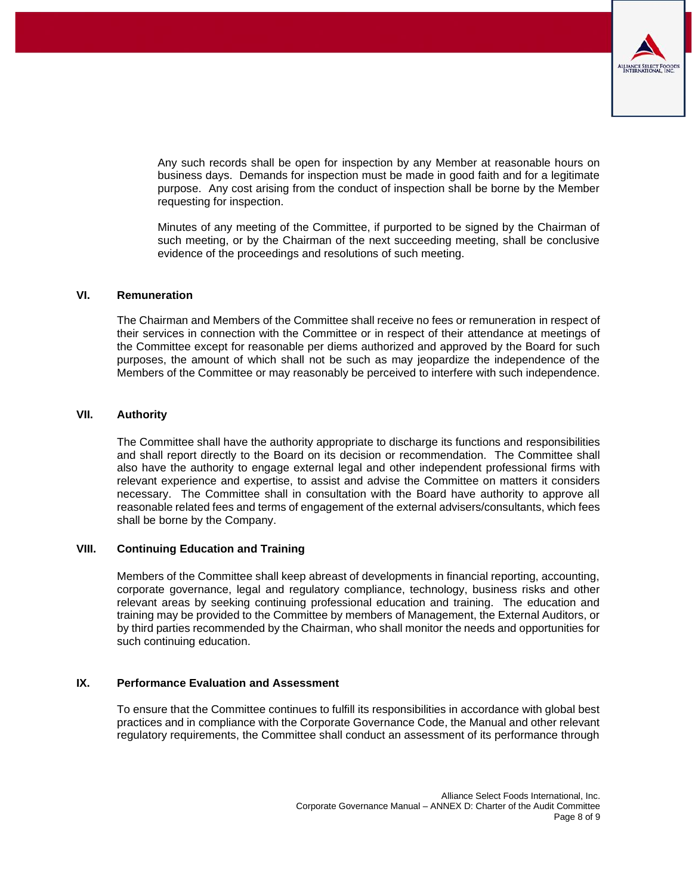Any such records shall be open for inspection by any Member at reasonable hours on business days. Demands for inspection must be made in good faith and for a legitimate purpose. Any cost arising from the conduct of inspection shall be borne by the Member requesting for inspection.

Minutes of any meeting of the Committee, if purported to be signed by the Chairman of such meeting, or by the Chairman of the next succeeding meeting, shall be conclusive evidence of the proceedings and resolutions of such meeting.

## VI. Remuneration

The Chairman and Members of the Committee shall receive no fees or remuneration in respect of their services in connection with the Committee or in respect of their attendance at meetings of the Committee except for reasonable per diems authorized and approved by the Board for such purposes, the amount of which shall not be such as may jeopardize the independence of the Members of the Committee or may reasonably be perceived to interfere with such independence.

## VII. Authority

The Committee shall have the authority appropriate to discharge its functions and responsibilities and shall report directly to the Board on its decision or recommendation. The Committee shall also have the authority to engage external legal and other independent professional firms with relevant experience and expertise, to assist and advise the Committee on matters it considers necessary. The Committee shall in consultation with the Board have authority to approve all reasonable related fees and terms of engagement of the external advisers/consultants, which fees shall be borne by the Company.

## VIII. Continuing Education and Training

Members of the Committee shall keep abreast of developments in financial reporting, accounting, corporate governance, legal and regulatory compliance, technology, business risks and other relevant areas by seeking continuing professional education and training. The education and training may be provided to the Committee by members of Management, the External Auditors, or by third parties recommended by the Chairman, who shall monitor the needs and opportunities for such continuing education.

## IX. Performance Evaluation and Assessment

To ensure that the Committee continues to fulfill its responsibilities in accordance with global best practices and in compliance with the Corporate Governance Code, the Manual and other relevant regulatory requirements, the Committee shall conduct an assessment of its performance through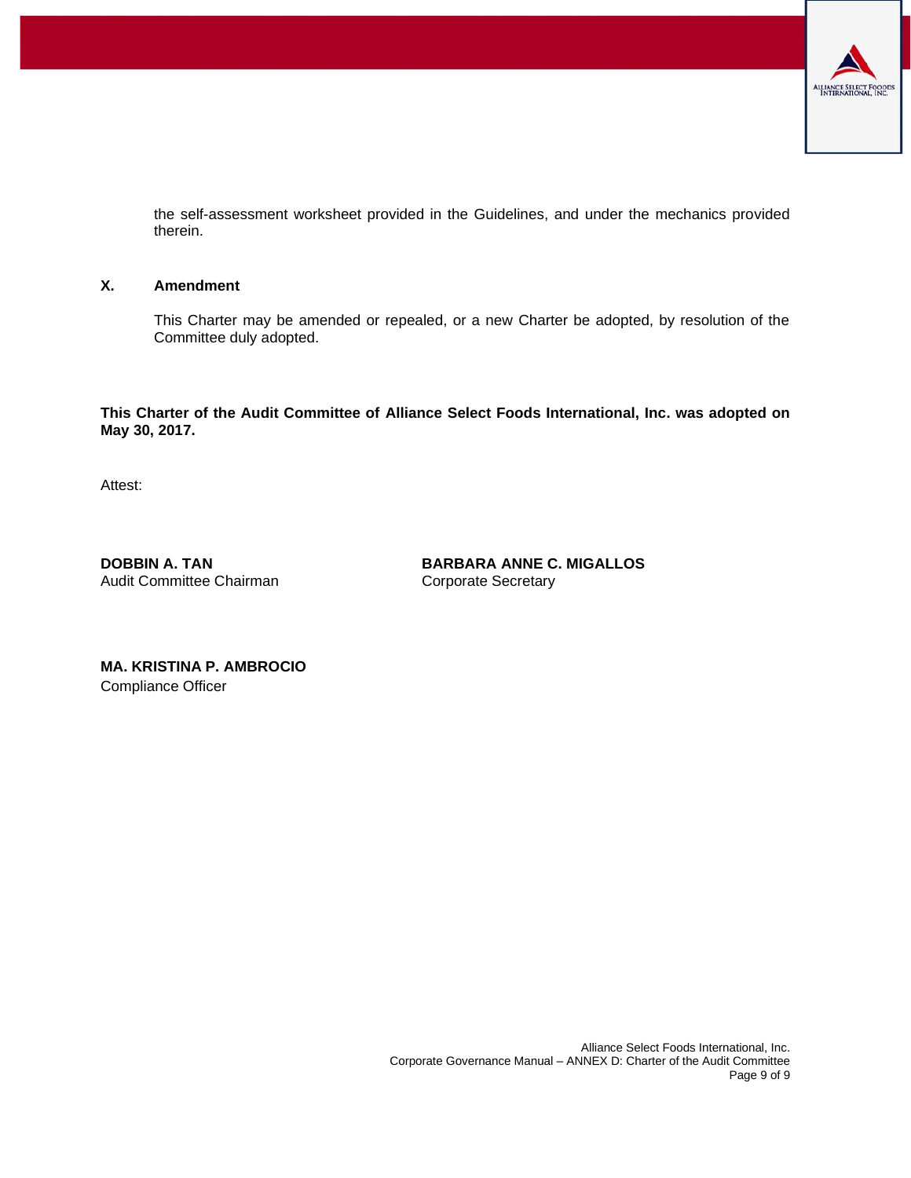the self-assessment worksheet provided in the Guidelines, and under the mechanics provided therein.

## X. Amendment

This Charter may be amended or repealed, or a new Charter be adopted, by resolution of the Committee duly adopted.

**This Charter of the Audit Committee of Alliance Select Foods International, Inc. was adopted on May 30, 2017.**

Attest:

**DOBBIN A. TAN**
Audit Committee Chairman

**BARBARA ANNE C. MIGALLOS**
Corporate Secretary

**MA. KRISTINA P. AMBROCIO**
Compliance Officer